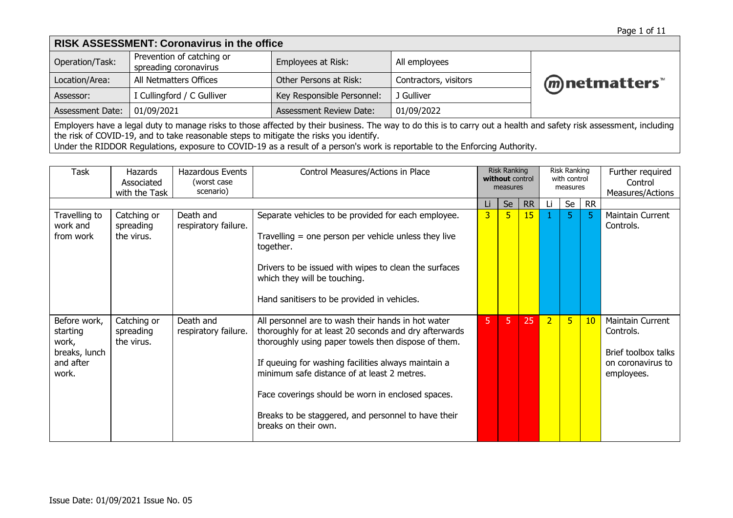## RISK ASSESSMENT: Coronavirus in the office

| | | | | |
|---|---|---|---|---|
| Operation/Task: | Prevention of catching or spreading coronavirus | Employees at Risk: | All employees | netmatters™ |
| Location/Area: | All Netmatters Offices | Other Persons at Risk: | Contractors, visitors | |
| Assessor: | I Cullingford / C Gulliver | Key Responsible Personnel: | J Gulliver | |
| Assessment Date: | 01/09/2021 | Assessment Review Date: | 01/09/2022 | |

Employers have a legal duty to manage risks to those affected by their business. The way to do this is to carry out a health and safety risk assessment, including the risk of COVID-19, and to take reasonable steps to mitigate the risks you identify.
Under the RIDDOR Regulations, exposure to COVID-19 as a result of a person's work is reportable to the Enforcing Authority.

| Task | Hazards Associated with the Task | Hazardous Events (worst case scenario) | Control Measures/Actions in Place | Risk Ranking **without** control measures | | | Risk Ranking with control measures | | | Further required Control Measures/Actions |
|---|---|---|---|---|---|---|---|---|---|---|
| | | | | Li | Se | RR | Li | Se | RR | |
| Travelling to work and from work | Catching or spreading the virus. | Death and respiratory failure. | Separate vehicles to be provided for each employee.<br><br>Travelling = one person per vehicle unless they live together.<br><br>Drivers to be issued with wipes to clean the surfaces which they will be touching.<br><br>Hand sanitisers to be provided in vehicles. | 3 | 5 | 15 | 1 | 5 | 5 | Maintain Current Controls. |
| Before work, starting work, breaks, lunch and after work. | Catching or spreading the virus. | Death and respiratory failure. | All personnel are to wash their hands in hot water thoroughly for at least 20 seconds and dry afterwards thoroughly using paper towels then dispose of them.<br><br>If queuing for washing facilities always maintain a minimum safe distance of at least 2 metres.<br><br>Face coverings should be worn in enclosed spaces.<br><br>Breaks to be staggered, and personnel to have their breaks on their own. | 5 | 5 | 25 | 2 | 5 | 10 | Maintain Current Controls.<br><br>Brief toolbox talks on coronavirus to employees. |

Issue Date: 01/09/2021 Issue No. 05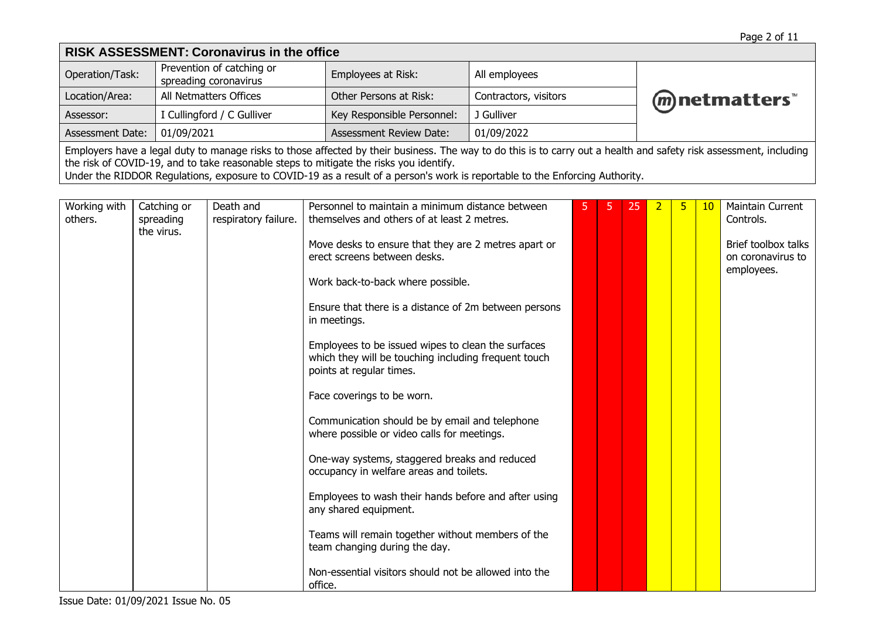## RISK ASSESSMENT: Coronavirus in the office

| Operation/Task: | Prevention of catching or spreading coronavirus | Employees at Risk: | All employees |
|---|---|---|---|
| Location/Area: | All Netmatters Offices | Other Persons at Risk: | Contractors, visitors |
| Assessor: | I Cullingford / C Gulliver | Key Responsible Personnel: | J Gulliver |
| Assessment Date: | 01/09/2021 | Assessment Review Date: | 01/09/2022 |

netmatters™

Employers have a legal duty to manage risks to those affected by their business. The way to do this is to carry out a health and safety risk assessment, including the risk of COVID-19, and to take reasonable steps to mitigate the risks you identify.
Under the RIDDOR Regulations, exposure to COVID-19 as a result of a person's work is reportable to the Enforcing Authority.

| | | | | | | | | | | |
|---|---|---|---|---|---|---|---|---|---|---|
| Working with others. | Catching or spreading the virus. | Death and respiratory failure. | Personnel to maintain a minimum distance between themselves and others of at least 2 metres.<br><br>Move desks to ensure that they are 2 metres apart or erect screens between desks.<br><br>Work back-to-back where possible.<br><br>Ensure that there is a distance of 2m between persons in meetings.<br><br>Employees to be issued wipes to clean the surfaces which they will be touching including frequent touch points at regular times.<br><br>Face coverings to be worn.<br><br>Communication should be by email and telephone where possible or video calls for meetings.<br><br>One-way systems, staggered breaks and reduced occupancy in welfare areas and toilets.<br><br>Employees to wash their hands before and after using any shared equipment.<br><br>Teams will remain together without members of the team changing during the day.<br><br>Non-essential visitors should not be allowed into the office. | 5 | 5 | 25 | 2 | 5 | 10 | Maintain Current Controls.<br><br>Brief toolbox talks on coronavirus to employees. |

Issue Date: 01/09/2021 Issue No. 05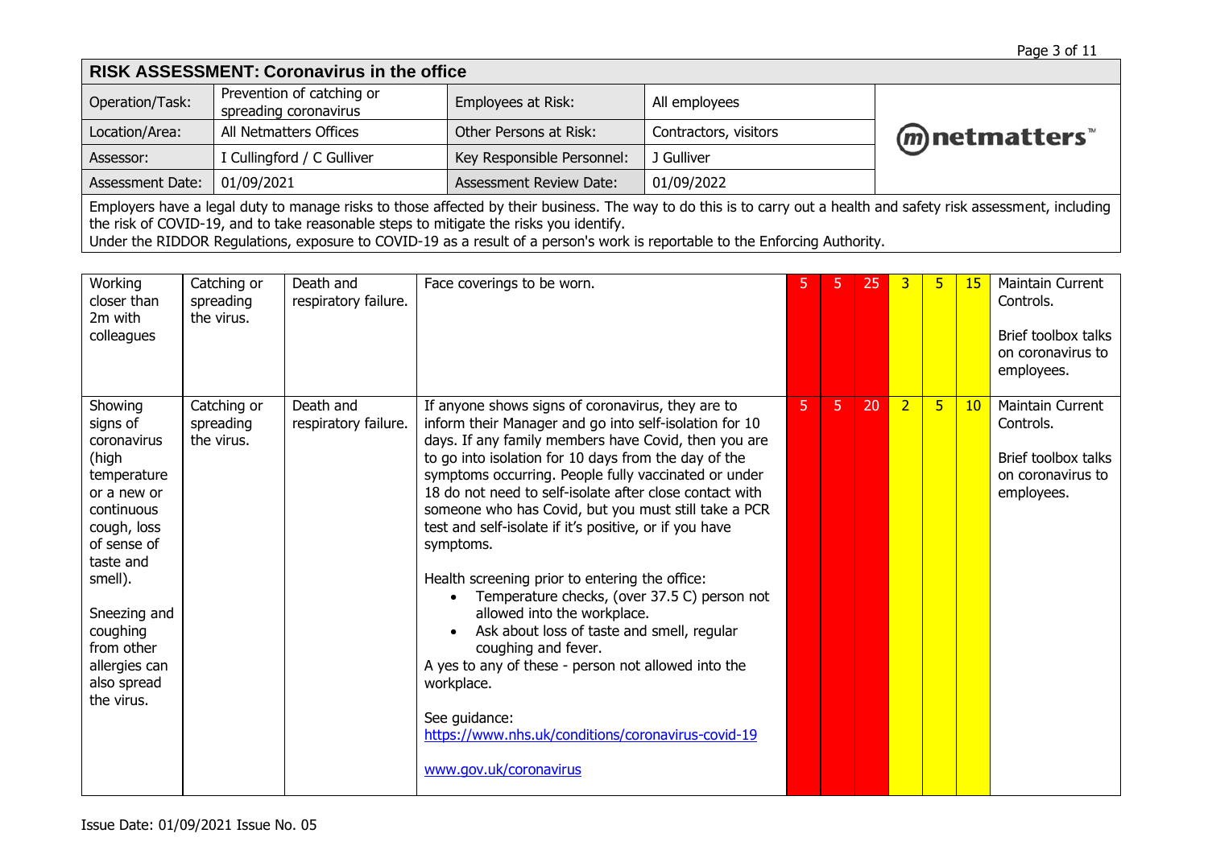## RISK ASSESSMENT: Coronavirus in the office

| Operation/Task: | Prevention of catching or spreading coronavirus | Employees at Risk: | All employees |
|---|---|---|---|
| Location/Area: | All Netmatters Offices | Other Persons at Risk: | Contractors, visitors |
| Assessor: | I Cullingford / C Gulliver | Key Responsible Personnel: | J Gulliver |
| Assessment Date: | 01/09/2021 | Assessment Review Date: | 01/09/2022 |

netmatters™

Employers have a legal duty to manage risks to those affected by their business. The way to do this is to carry out a health and safety risk assessment, including the risk of COVID-19, and to take reasonable steps to mitigate the risks you identify.
Under the RIDDOR Regulations, exposure to COVID-19 as a result of a person's work is reportable to the Enforcing Authority.

| | | | | | | | | | | |
|---|---|---|---|---|---|---|---|---|---|---|
| Working closer than 2m with colleagues | Catching or spreading the virus. | Death and respiratory failure. | Face coverings to be worn. | 5 | 5 | 25 | 3 | 5 | 15 | Maintain Current Controls.<br><br>Brief toolbox talks on coronavirus to employees. |
| Showing signs of coronavirus (high temperature or a new or continuous cough, loss of sense of taste and smell).<br><br>Sneezing and coughing from other allergies can also spread the virus. | Catching or spreading the virus. | Death and respiratory failure. | If anyone shows signs of coronavirus, they are to inform their Manager and go into self-isolation for 10 days. If any family members have Covid, then you are to go into isolation for 10 days from the day of the symptoms occurring. People fully vaccinated or under 18 do not need to self-isolate after close contact with someone who has Covid, but you must still take a PCR test and self-isolate if it's positive, or if you have symptoms.<br><br>Health screening prior to entering the office:<br>• Temperature checks, (over 37.5 C) person not allowed into the workplace.<br>• Ask about loss of taste and smell, regular coughing and fever.<br>A yes to any of these - person not allowed into the workplace.<br><br>See guidance:<br>https://www.nhs.uk/conditions/coronavirus-covid-19<br><br>www.gov.uk/coronavirus | 5 | 5 | 20 | 2 | 5 | 10 | Maintain Current Controls.<br><br>Brief toolbox talks on coronavirus to employees. |

Issue Date: 01/09/2021 Issue No. 05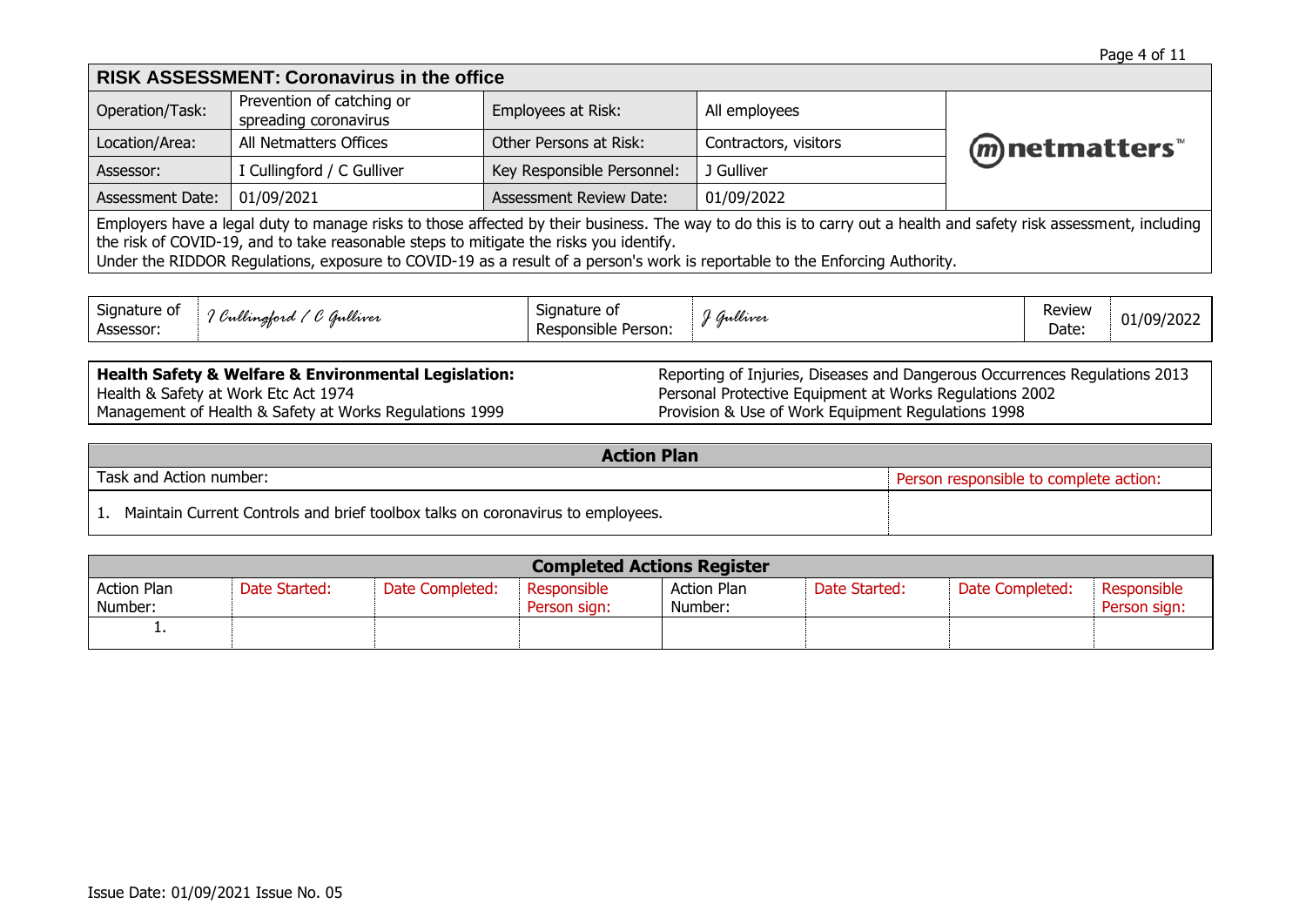## RISK ASSESSMENT: Coronavirus in the office

| Operation/Task: | Prevention of catching or spreading coronavirus | Employees at Risk: | All employees | netmatters™ |
|---|---|---|---|---|
| Location/Area: | All Netmatters Offices | Other Persons at Risk: | Contractors, visitors | |
| Assessor: | I Cullingford / C Gulliver | Key Responsible Personnel: | J Gulliver | |
| Assessment Date: | 01/09/2021 | Assessment Review Date: | 01/09/2022 | |

Employers have a legal duty to manage risks to those affected by their business. The way to do this is to carry out a health and safety risk assessment, including the risk of COVID-19, and to take reasonable steps to mitigate the risks you identify.
Under the RIDDOR Regulations, exposure to COVID-19 as a result of a person's work is reportable to the Enforcing Authority.

| Signature of Assessor: | I Cullingford / C Gulliver | Signature of Responsible Person: | J Gulliver | Review Date: | 01/09/2022 |
|---|---|---|---|---|---|

**Health Safety & Welfare & Environmental Legislation:**

- Health & Safety at Work Etc Act 1974
- Management of Health & Safety at Works Regulations 1999
- Reporting of Injuries, Diseases and Dangerous Occurrences Regulations 2013
- Personal Protective Equipment at Works Regulations 2002
- Provision & Use of Work Equipment Regulations 1998

### Action Plan

| Task and Action number: | Person responsible to complete action: |
|---|---|
| 1. Maintain Current Controls and brief toolbox talks on coronavirus to employees. | |

### Completed Actions Register

| Action Plan Number: | Date Started: | Date Completed: | Responsible Person sign: | Action Plan Number: | Date Started: | Date Completed: | Responsible Person sign: |
|---|---|---|---|---|---|---|---|
| 1. | | | | | | | |

Issue Date: 01/09/2021 Issue No. 05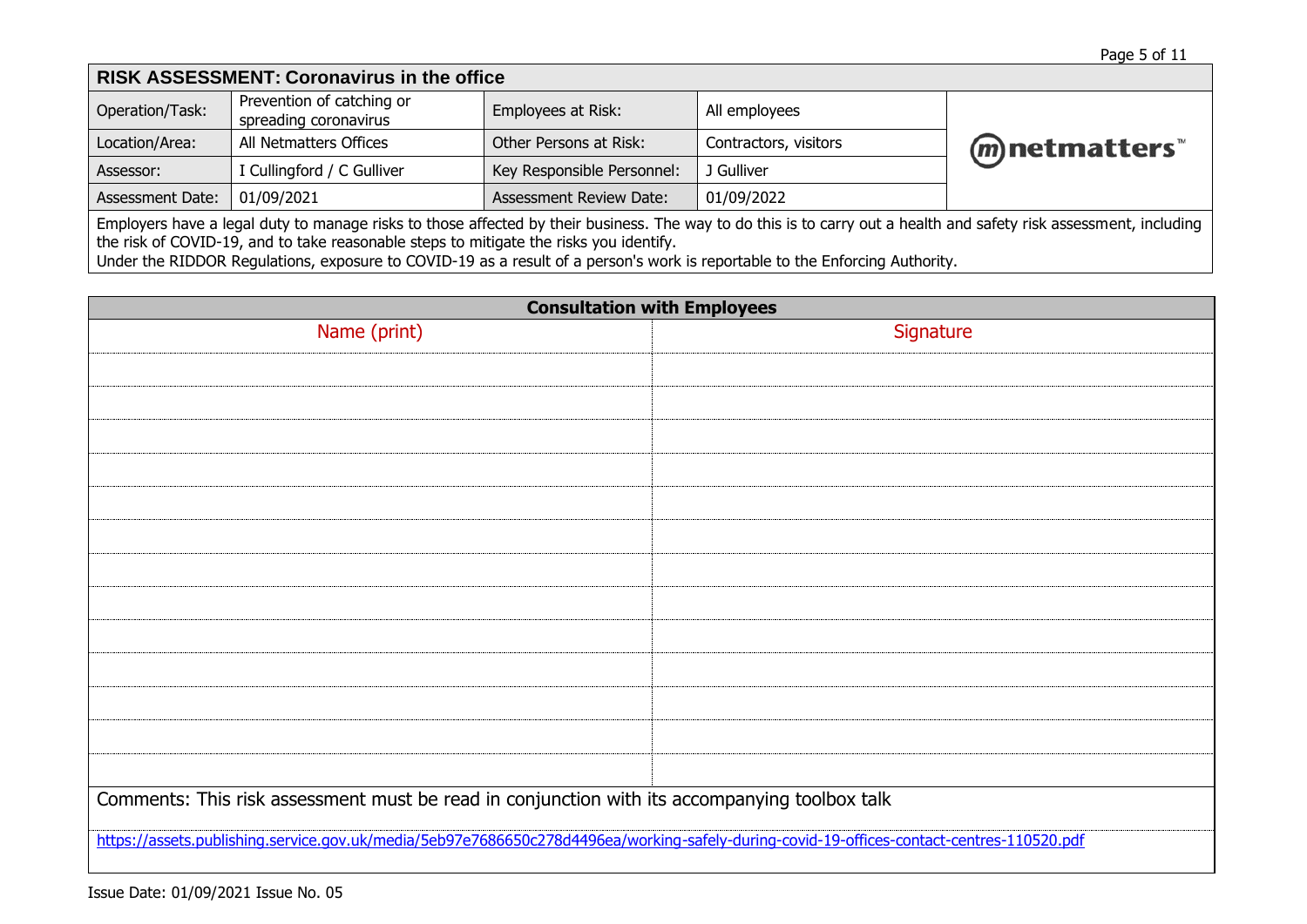## RISK ASSESSMENT: Coronavirus in the office

| Operation/Task: | Prevention of catching or spreading coronavirus | Employees at Risk: | All employees |
|---|---|---|---|
| Location/Area: | All Netmatters Offices | Other Persons at Risk: | Contractors, visitors |
| Assessor: | I Cullingford / C Gulliver | Key Responsible Personnel: | J Gulliver |
| Assessment Date: | 01/09/2021 | Assessment Review Date: | 01/09/2022 |

netmatters™

Employers have a legal duty to manage risks to those affected by their business. The way to do this is to carry out a health and safety risk assessment, including the risk of COVID-19, and to take reasonable steps to mitigate the risks you identify.
Under the RIDDOR Regulations, exposure to COVID-19 as a result of a person's work is reportable to the Enforcing Authority.

### Consultation with Employees

| Name (print) | Signature |
|---|---|
| | |
| | |
| | |
| | |
| | |
| | |
| | |
| | |
| | |
| | |
| | |
| | |
| | |

Comments: This risk assessment must be read in conjunction with its accompanying toolbox talk

https://assets.publishing.service.gov.uk/media/5eb97e7686650c278d4496ea/working-safely-during-covid-19-offices-contact-centres-110520.pdf

Issue Date: 01/09/2021 Issue No. 05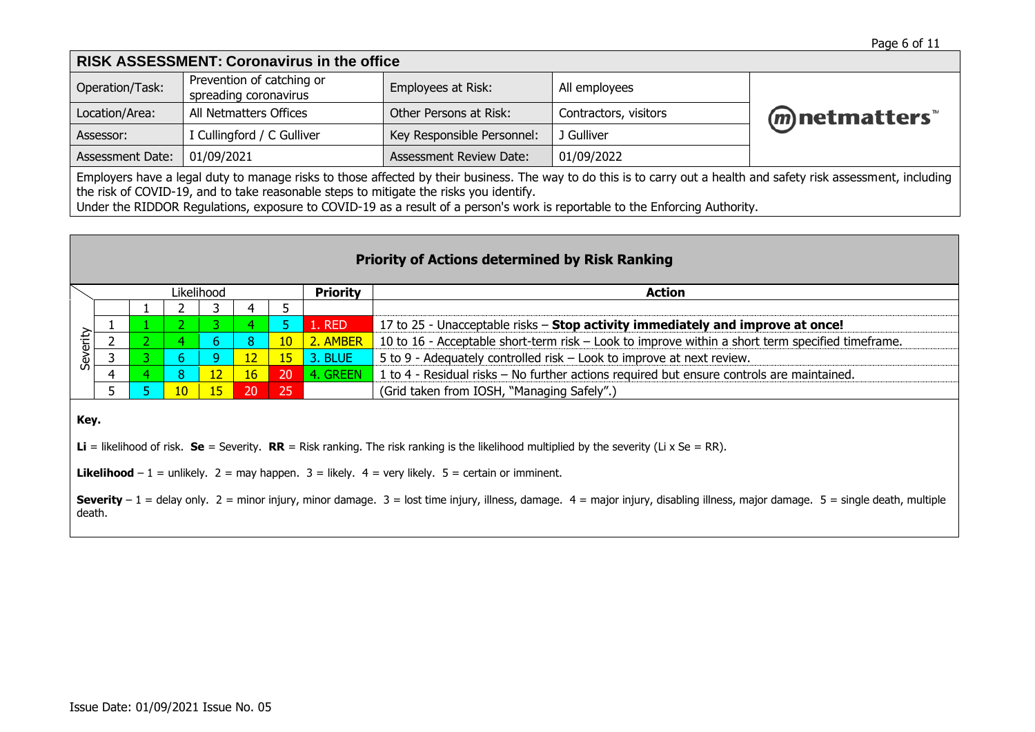## RISK ASSESSMENT: Coronavirus in the office

| Operation/Task: | Prevention of catching or spreading coronavirus | Employees at Risk: | All employees |
|---|---|---|---|
| Location/Area: | All Netmatters Offices | Other Persons at Risk: | Contractors, visitors |
| Assessor: | I Cullingford / C Gulliver | Key Responsible Personnel: | J Gulliver |
| Assessment Date: | 01/09/2021 | Assessment Review Date: | 01/09/2022 |

Employers have a legal duty to manage risks to those affected by their business. The way to do this is to carry out a health and safety risk assessment, including the risk of COVID-19, and to take reasonable steps to mitigate the risks you identify.
Under the RIDDOR Regulations, exposure to COVID-19 as a result of a person's work is reportable to the Enforcing Authority.

### Priority of Actions determined by Risk Ranking

| | Likelihood | | | | | | Priority | Action |
|---|---|---|---|---|---|---|---|---|
| Severity | | 1 | 2 | 3 | 4 | 5 | | |
| | 1 | 1 | 2 | 3 | 4 | 5 | 1. RED | 17 to 25 - Unacceptable risks – **Stop activity immediately and improve at once!** |
| | 2 | 2 | 4 | 6 | 8 | 10 | 2. AMBER | 10 to 16 - Acceptable short-term risk – Look to improve within a short term specified timeframe. |
| | 3 | 3 | 6 | 9 | 12 | 15 | 3. BLUE | 5 to 9 - Adequately controlled risk – Look to improve at next review. |
| | 4 | 4 | 8 | 12 | 16 | 20 | 4. GREEN | 1 to 4 - Residual risks – No further actions required but ensure controls are maintained. |
| | 5 | 5 | 10 | 15 | 20 | 25 | | (Grid taken from IOSH, "Managing Safely".) |

**Key.**

**Li** = likelihood of risk. **Se** = Severity. **RR** = Risk ranking. The risk ranking is the likelihood multiplied by the severity (Li x Se = RR).

**Likelihood** – 1 = unlikely. 2 = may happen. 3 = likely. 4 = very likely. 5 = certain or imminent.

**Severity** – 1 = delay only. 2 = minor injury, minor damage. 3 = lost time injury, illness, damage. 4 = major injury, disabling illness, major damage. 5 = single death, multiple death.

Issue Date: 01/09/2021 Issue No. 05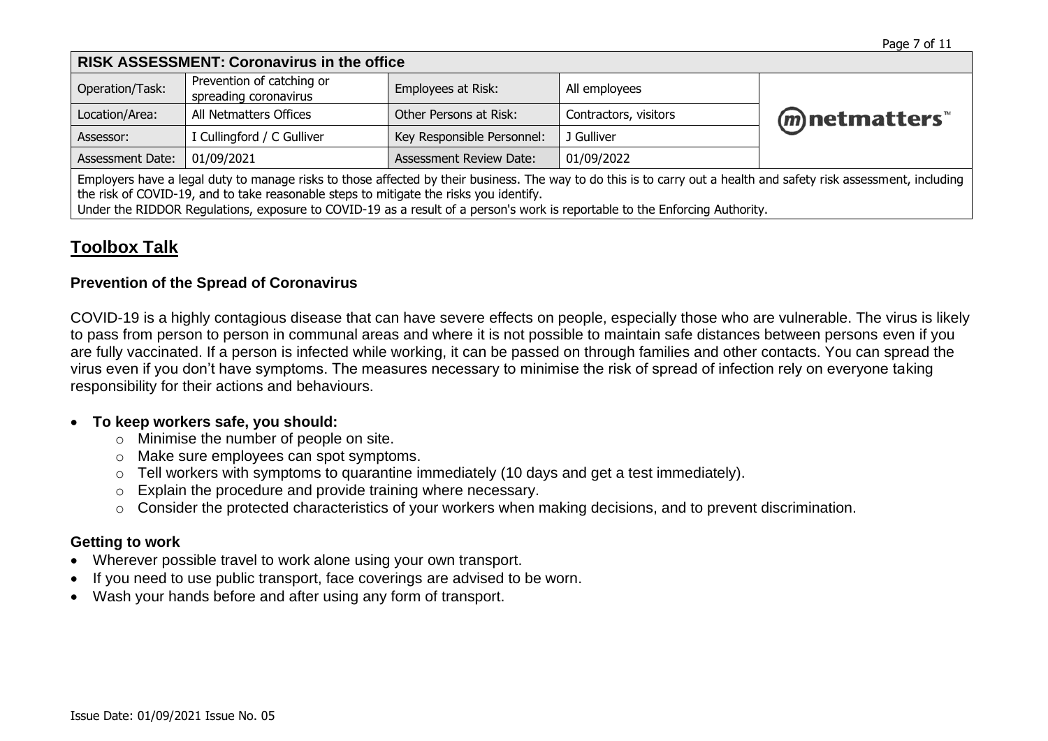| RISK ASSESSMENT: Coronavirus in the office | | | | |
|---|---|---|---|---|
| Operation/Task: | Prevention of catching or spreading coronavirus | Employees at Risk: | All employees | netmatters™ |
| Location/Area: | All Netmatters Offices | Other Persons at Risk: | Contractors, visitors | |
| Assessor: | I Cullingford / C Gulliver | Key Responsible Personnel: | J Gulliver | |
| Assessment Date: | 01/09/2021 | Assessment Review Date: | 01/09/2022 | |

Employers have a legal duty to manage risks to those affected by their business. The way to do this is to carry out a health and safety risk assessment, including the risk of COVID-19, and to take reasonable steps to mitigate the risks you identify.
Under the RIDDOR Regulations, exposure to COVID-19 as a result of a person's work is reportable to the Enforcing Authority.

## Toolbox Talk

### Prevention of the Spread of Coronavirus

COVID-19 is a highly contagious disease that can have severe effects on people, especially those who are vulnerable. The virus is likely to pass from person to person in communal areas and where it is not possible to maintain safe distances between persons even if you are fully vaccinated. If a person is infected while working, it can be passed on through families and other contacts. You can spread the virus even if you don't have symptoms. The measures necessary to minimise the risk of spread of infection rely on everyone taking responsibility for their actions and behaviours.

- **To keep workers safe, you should:**
  - Minimise the number of people on site.
  - Make sure employees can spot symptoms.
  - Tell workers with symptoms to quarantine immediately (10 days and get a test immediately).
  - Explain the procedure and provide training where necessary.
  - Consider the protected characteristics of your workers when making decisions, and to prevent discrimination.

### Getting to work

- Wherever possible travel to work alone using your own transport.
- If you need to use public transport, face coverings are advised to be worn.
- Wash your hands before and after using any form of transport.

Issue Date: 01/09/2021 Issue No. 05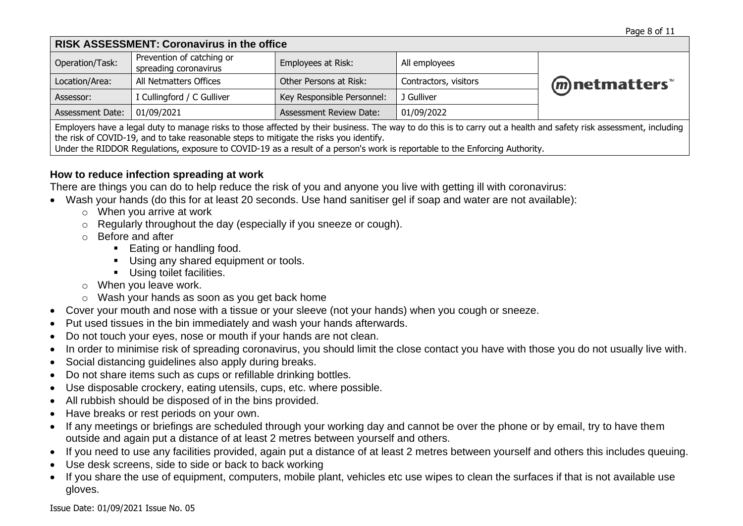| RISK ASSESSMENT: Coronavirus in the office | | | | |
|---|---|---|---|---|
| Operation/Task: | Prevention of catching or spreading coronavirus | Employees at Risk: | All employees | netmatters™ |
| Location/Area: | All Netmatters Offices | Other Persons at Risk: | Contractors, visitors | |
| Assessor: | I Cullingford / C Gulliver | Key Responsible Personnel: | J Gulliver | |
| Assessment Date: | 01/09/2021 | Assessment Review Date: | 01/09/2022 | |

Employers have a legal duty to manage risks to those affected by their business. The way to do this is to carry out a health and safety risk assessment, including the risk of COVID-19, and to take reasonable steps to mitigate the risks you identify.
Under the RIDDOR Regulations, exposure to COVID-19 as a result of a person's work is reportable to the Enforcing Authority.

**How to reduce infection spreading at work**

There are things you can do to help reduce the risk of you and anyone you live with getting ill with coronavirus:

- Wash your hands (do this for at least 20 seconds. Use hand sanitiser gel if soap and water are not available):
  - When you arrive at work
  - Regularly throughout the day (especially if you sneeze or cough).
  - Before and after
    - Eating or handling food.
    - Using any shared equipment or tools.
    - Using toilet facilities.
  - When you leave work.
  - Wash your hands as soon as you get back home
- Cover your mouth and nose with a tissue or your sleeve (not your hands) when you cough or sneeze.
- Put used tissues in the bin immediately and wash your hands afterwards.
- Do not touch your eyes, nose or mouth if your hands are not clean.
- In order to minimise risk of spreading coronavirus, you should limit the close contact you have with those you do not usually live with.
- Social distancing guidelines also apply during breaks.
- Do not share items such as cups or refillable drinking bottles.
- Use disposable crockery, eating utensils, cups, etc. where possible.
- All rubbish should be disposed of in the bins provided.
- Have breaks or rest periods on your own.
- If any meetings or briefings are scheduled through your working day and cannot be over the phone or by email, try to have them outside and again put a distance of at least 2 metres between yourself and others.
- If you need to use any facilities provided, again put a distance of at least 2 metres between yourself and others this includes queuing.
- Use desk screens, side to side or back to back working
- If you share the use of equipment, computers, mobile plant, vehicles etc use wipes to clean the surfaces if that is not available use gloves.

Issue Date: 01/09/2021 Issue No. 05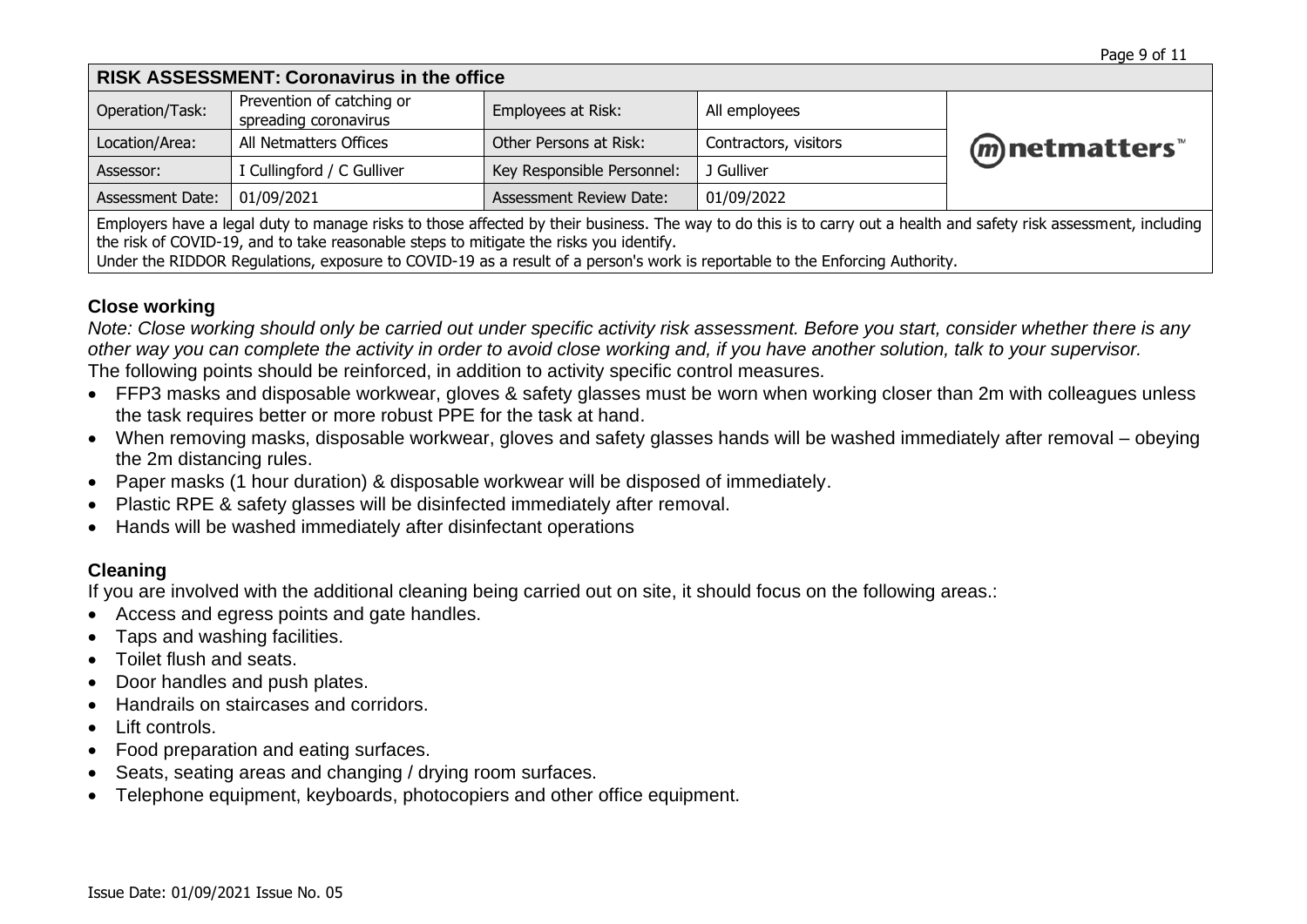| RISK ASSESSMENT: Coronavirus in the office | | | | |
|---|---|---|---|---|
| Operation/Task: | Prevention of catching or spreading coronavirus | Employees at Risk: | All employees | netmatters™ |
| Location/Area: | All Netmatters Offices | Other Persons at Risk: | Contractors, visitors | |
| Assessor: | I Cullingford / C Gulliver | Key Responsible Personnel: | J Gulliver | |
| Assessment Date: | 01/09/2021 | Assessment Review Date: | 01/09/2022 | |

Employers have a legal duty to manage risks to those affected by their business. The way to do this is to carry out a health and safety risk assessment, including the risk of COVID-19, and to take reasonable steps to mitigate the risks you identify.
Under the RIDDOR Regulations, exposure to COVID-19 as a result of a person's work is reportable to the Enforcing Authority.

### Close working

*Note: Close working should only be carried out under specific activity risk assessment. Before you start, consider whether there is any other way you can complete the activity in order to avoid close working and, if you have another solution, talk to your supervisor.*
The following points should be reinforced, in addition to activity specific control measures.

- FFP3 masks and disposable workwear, gloves & safety glasses must be worn when working closer than 2m with colleagues unless the task requires better or more robust PPE for the task at hand.
- When removing masks, disposable workwear, gloves and safety glasses hands will be washed immediately after removal – obeying the 2m distancing rules.
- Paper masks (1 hour duration) & disposable workwear will be disposed of immediately.
- Plastic RPE & safety glasses will be disinfected immediately after removal.
- Hands will be washed immediately after disinfectant operations

### Cleaning

If you are involved with the additional cleaning being carried out on site, it should focus on the following areas.:

- Access and egress points and gate handles.
- Taps and washing facilities.
- Toilet flush and seats.
- Door handles and push plates.
- Handrails on staircases and corridors.
- Lift controls.
- Food preparation and eating surfaces.
- Seats, seating areas and changing / drying room surfaces.
- Telephone equipment, keyboards, photocopiers and other office equipment.

Issue Date: 01/09/2021 Issue No. 05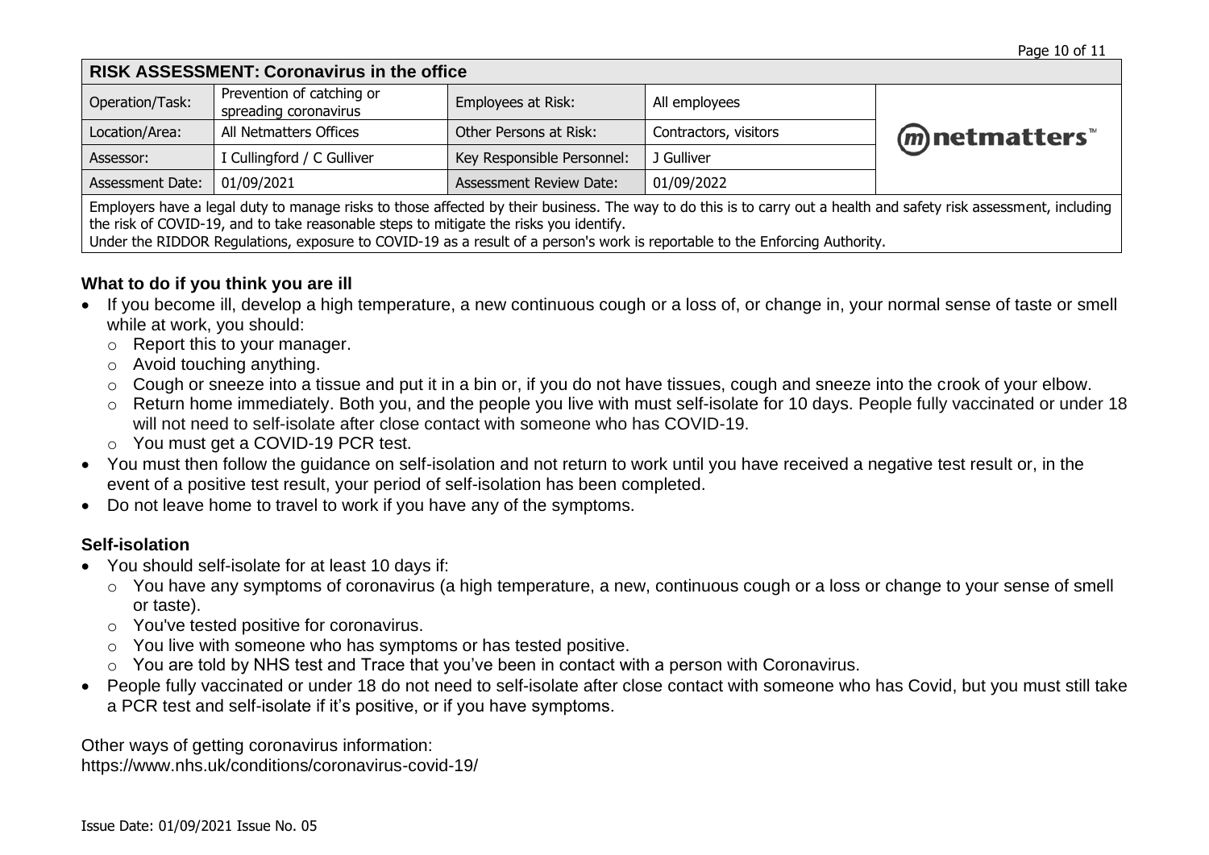| **RISK ASSESSMENT: Coronavirus in the office** | | | | |
|---|---|---|---|---|
| Operation/Task: | Prevention of catching or spreading coronavirus | Employees at Risk: | All employees | netmatters™ |
| Location/Area: | All Netmatters Offices | Other Persons at Risk: | Contractors, visitors | |
| Assessor: | I Cullingford / C Gulliver | Key Responsible Personnel: | J Gulliver | |
| Assessment Date: | 01/09/2021 | Assessment Review Date: | 01/09/2022 | |

Employers have a legal duty to manage risks to those affected by their business. The way to do this is to carry out a health and safety risk assessment, including the risk of COVID-19, and to take reasonable steps to mitigate the risks you identify.
Under the RIDDOR Regulations, exposure to COVID-19 as a result of a person's work is reportable to the Enforcing Authority.

### What to do if you think you are ill

- If you become ill, develop a high temperature, a new continuous cough or a loss of, or change in, your normal sense of taste or smell while at work, you should:
  - Report this to your manager.
  - Avoid touching anything.
  - Cough or sneeze into a tissue and put it in a bin or, if you do not have tissues, cough and sneeze into the crook of your elbow.
  - Return home immediately. Both you, and the people you live with must self-isolate for 10 days. People fully vaccinated or under 18 will not need to self-isolate after close contact with someone who has COVID-19.
  - You must get a COVID-19 PCR test.
- You must then follow the guidance on self-isolation and not return to work until you have received a negative test result or, in the event of a positive test result, your period of self-isolation has been completed.
- Do not leave home to travel to work if you have any of the symptoms.

### Self-isolation

- You should self-isolate for at least 10 days if:
  - You have any symptoms of coronavirus (a high temperature, a new, continuous cough or a loss or change to your sense of smell or taste).
  - You've tested positive for coronavirus.
  - You live with someone who has symptoms or has tested positive.
  - You are told by NHS test and Trace that you've been in contact with a person with Coronavirus.
- People fully vaccinated or under 18 do not need to self-isolate after close contact with someone who has Covid, but you must still take a PCR test and self-isolate if it's positive, or if you have symptoms.

Other ways of getting coronavirus information:
https://www.nhs.uk/conditions/coronavirus-covid-19/

Issue Date: 01/09/2021 Issue No. 05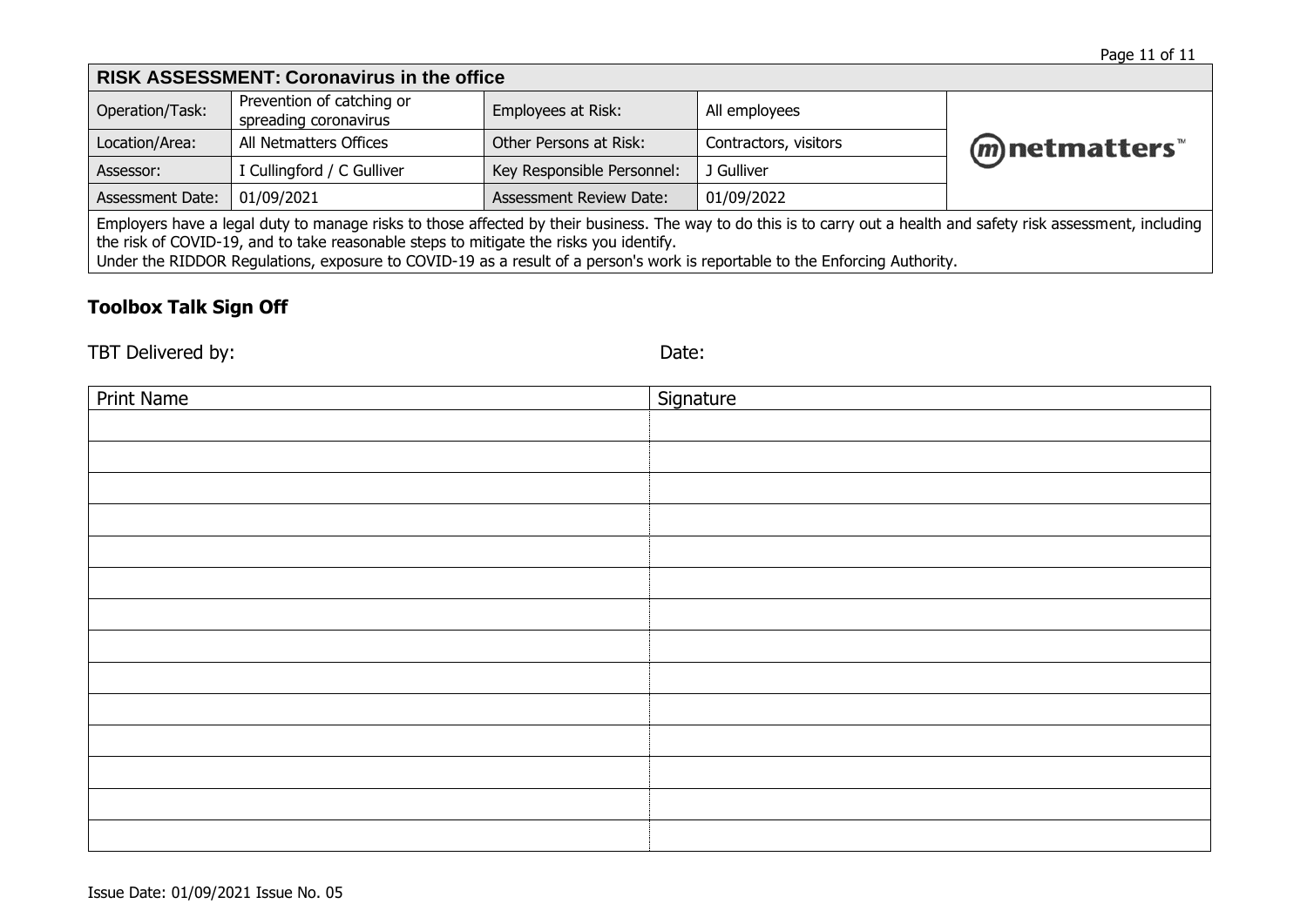| RISK ASSESSMENT: Coronavirus in the office | | | | |
|---|---|---|---|---|
| Operation/Task: | Prevention of catching or spreading coronavirus | Employees at Risk: | All employees | netmatters™ |
| Location/Area: | All Netmatters Offices | Other Persons at Risk: | Contractors, visitors | |
| Assessor: | I Cullingford / C Gulliver | Key Responsible Personnel: | J Gulliver | |
| Assessment Date: | 01/09/2021 | Assessment Review Date: | 01/09/2022 | |

Employers have a legal duty to manage risks to those affected by their business. The way to do this is to carry out a health and safety risk assessment, including the risk of COVID-19, and to take reasonable steps to mitigate the risks you identify.
Under the RIDDOR Regulations, exposure to COVID-19 as a result of a person's work is reportable to the Enforcing Authority.

## Toolbox Talk Sign Off

TBT Delivered by: Date:

| Print Name | Signature |
|---|---|
| | |
| | |
| | |
| | |
| | |
| | |
| | |
| | |
| | |
| | |
| | |
| | |
| | |
| | |

Issue Date: 01/09/2021 Issue No. 05